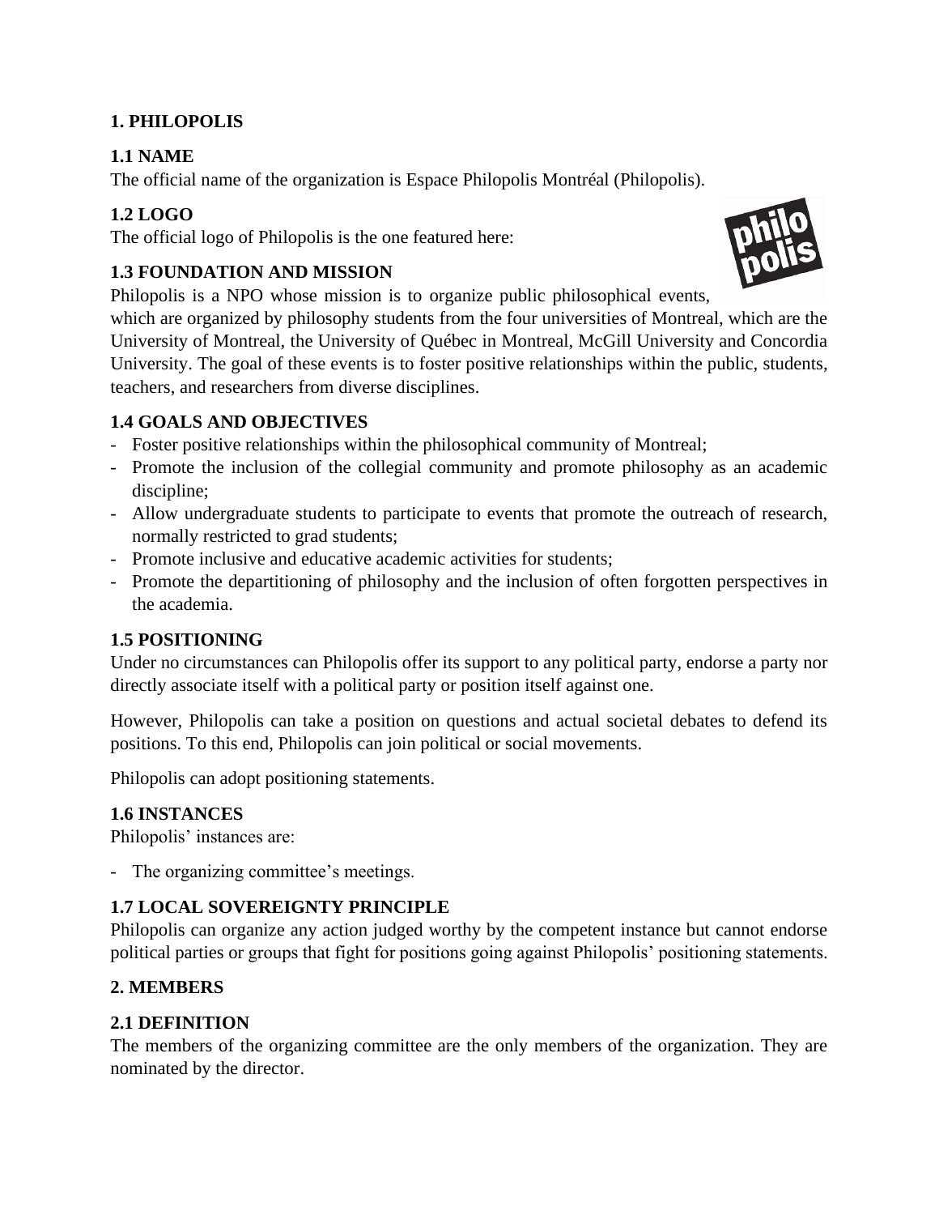## 1. PHILOPOLIS

### 1.1 NAME

The official name of the organization is Espace Philopolis Montréal (Philopolis).

### 1.2 LOGO

The official logo of Philopolis is the one featured here:

### 1.3 FOUNDATION AND MISSION

Philopolis is a NPO whose mission is to organize public philosophical events, which are organized by philosophy students from the four universities of Montreal, which are the University of Montreal, the University of Québec in Montreal, McGill University and Concordia University. The goal of these events is to foster positive relationships within the public, students, teachers, and researchers from diverse disciplines.

### 1.4 GOALS AND OBJECTIVES

- Foster positive relationships within the philosophical community of Montreal;
- Promote the inclusion of the collegial community and promote philosophy as an academic discipline;
- Allow undergraduate students to participate to events that promote the outreach of research, normally restricted to grad students;
- Promote inclusive and educative academic activities for students;
- Promote the departitioning of philosophy and the inclusion of often forgotten perspectives in the academia.

### 1.5 POSITIONING

Under no circumstances can Philopolis offer its support to any political party, endorse a party nor directly associate itself with a political party or position itself against one.

However, Philopolis can take a position on questions and actual societal debates to defend its positions. To this end, Philopolis can join political or social movements.

Philopolis can adopt positioning statements.

### 1.6 INSTANCES

Philopolis' instances are:

- The organizing committee's meetings.

### 1.7 LOCAL SOVEREIGNTY PRINCIPLE

Philopolis can organize any action judged worthy by the competent instance but cannot endorse political parties or groups that fight for positions going against Philopolis' positioning statements.

## 2. MEMBERS

### 2.1 DEFINITION

The members of the organizing committee are the only members of the organization. They are nominated by the director.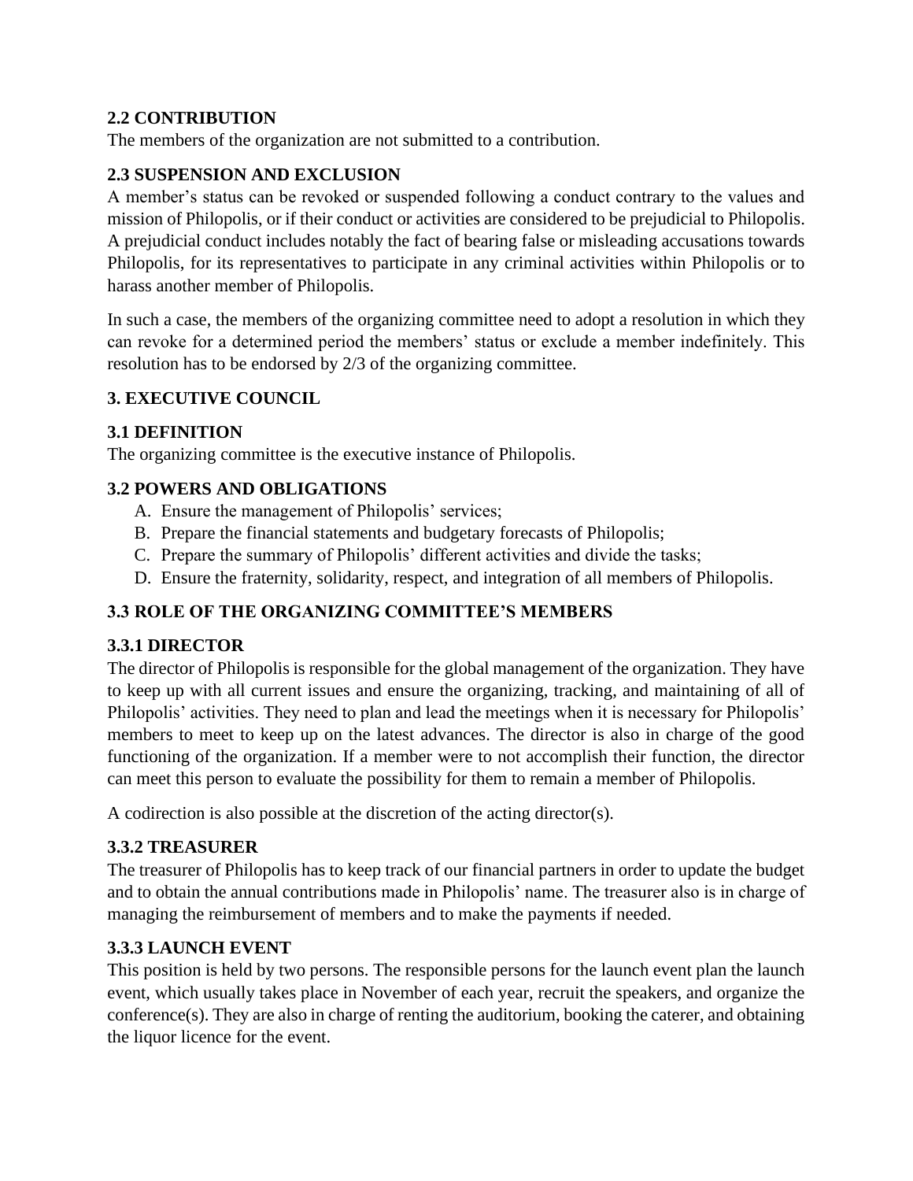### 2.2 CONTRIBUTION

The members of the organization are not submitted to a contribution.

### 2.3 SUSPENSION AND EXCLUSION

A member's status can be revoked or suspended following a conduct contrary to the values and mission of Philopolis, or if their conduct or activities are considered to be prejudicial to Philopolis. A prejudicial conduct includes notably the fact of bearing false or misleading accusations towards Philopolis, for its representatives to participate in any criminal activities within Philopolis or to harass another member of Philopolis.

In such a case, the members of the organizing committee need to adopt a resolution in which they can revoke for a determined period the members' status or exclude a member indefinitely. This resolution has to be endorsed by 2/3 of the organizing committee.

## 3. EXECUTIVE COUNCIL

### 3.1 DEFINITION

The organizing committee is the executive instance of Philopolis.

### 3.2 POWERS AND OBLIGATIONS

A. Ensure the management of Philopolis' services;
B. Prepare the financial statements and budgetary forecasts of Philopolis;
C. Prepare the summary of Philopolis' different activities and divide the tasks;
D. Ensure the fraternity, solidarity, respect, and integration of all members of Philopolis.

### 3.3 ROLE OF THE ORGANIZING COMMITTEE'S MEMBERS

#### 3.3.1 DIRECTOR

The director of Philopolis is responsible for the global management of the organization. They have to keep up with all current issues and ensure the organizing, tracking, and maintaining of all of Philopolis' activities. They need to plan and lead the meetings when it is necessary for Philopolis' members to meet to keep up on the latest advances. The director is also in charge of the good functioning of the organization. If a member were to not accomplish their function, the director can meet this person to evaluate the possibility for them to remain a member of Philopolis.

A codirection is also possible at the discretion of the acting director(s).

#### 3.3.2 TREASURER

The treasurer of Philopolis has to keep track of our financial partners in order to update the budget and to obtain the annual contributions made in Philopolis' name. The treasurer also is in charge of managing the reimbursement of members and to make the payments if needed.

#### 3.3.3 LAUNCH EVENT

This position is held by two persons. The responsible persons for the launch event plan the launch event, which usually takes place in November of each year, recruit the speakers, and organize the conference(s). They are also in charge of renting the auditorium, booking the caterer, and obtaining the liquor licence for the event.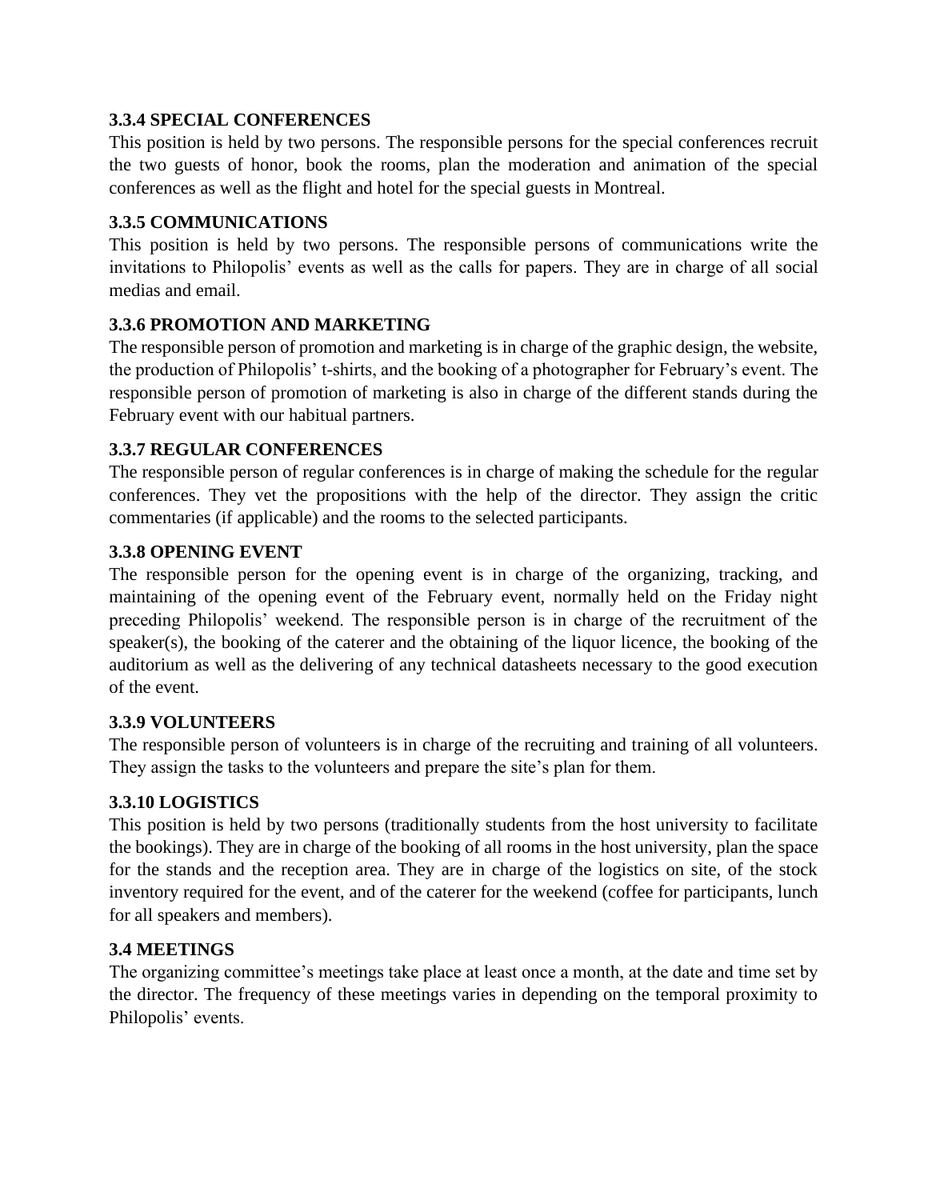### 3.3.4 SPECIAL CONFERENCES

This position is held by two persons. The responsible persons for the special conferences recruit the two guests of honor, book the rooms, plan the moderation and animation of the special conferences as well as the flight and hotel for the special guests in Montreal.

### 3.3.5 COMMUNICATIONS

This position is held by two persons. The responsible persons of communications write the invitations to Philopolis' events as well as the calls for papers. They are in charge of all social medias and email.

### 3.3.6 PROMOTION AND MARKETING

The responsible person of promotion and marketing is in charge of the graphic design, the website, the production of Philopolis' t-shirts, and the booking of a photographer for February's event. The responsible person of promotion of marketing is also in charge of the different stands during the February event with our habitual partners.

### 3.3.7 REGULAR CONFERENCES

The responsible person of regular conferences is in charge of making the schedule for the regular conferences. They vet the propositions with the help of the director. They assign the critic commentaries (if applicable) and the rooms to the selected participants.

### 3.3.8 OPENING EVENT

The responsible person for the opening event is in charge of the organizing, tracking, and maintaining of the opening event of the February event, normally held on the Friday night preceding Philopolis' weekend. The responsible person is in charge of the recruitment of the speaker(s), the booking of the caterer and the obtaining of the liquor licence, the booking of the auditorium as well as the delivering of any technical datasheets necessary to the good execution of the event.

### 3.3.9 VOLUNTEERS

The responsible person of volunteers is in charge of the recruiting and training of all volunteers. They assign the tasks to the volunteers and prepare the site's plan for them.

### 3.3.10 LOGISTICS

This position is held by two persons (traditionally students from the host university to facilitate the bookings). They are in charge of the booking of all rooms in the host university, plan the space for the stands and the reception area. They are in charge of the logistics on site, of the stock inventory required for the event, and of the caterer for the weekend (coffee for participants, lunch for all speakers and members).

## 3.4 MEETINGS

The organizing committee's meetings take place at least once a month, at the date and time set by the director. The frequency of these meetings varies in depending on the temporal proximity to Philopolis' events.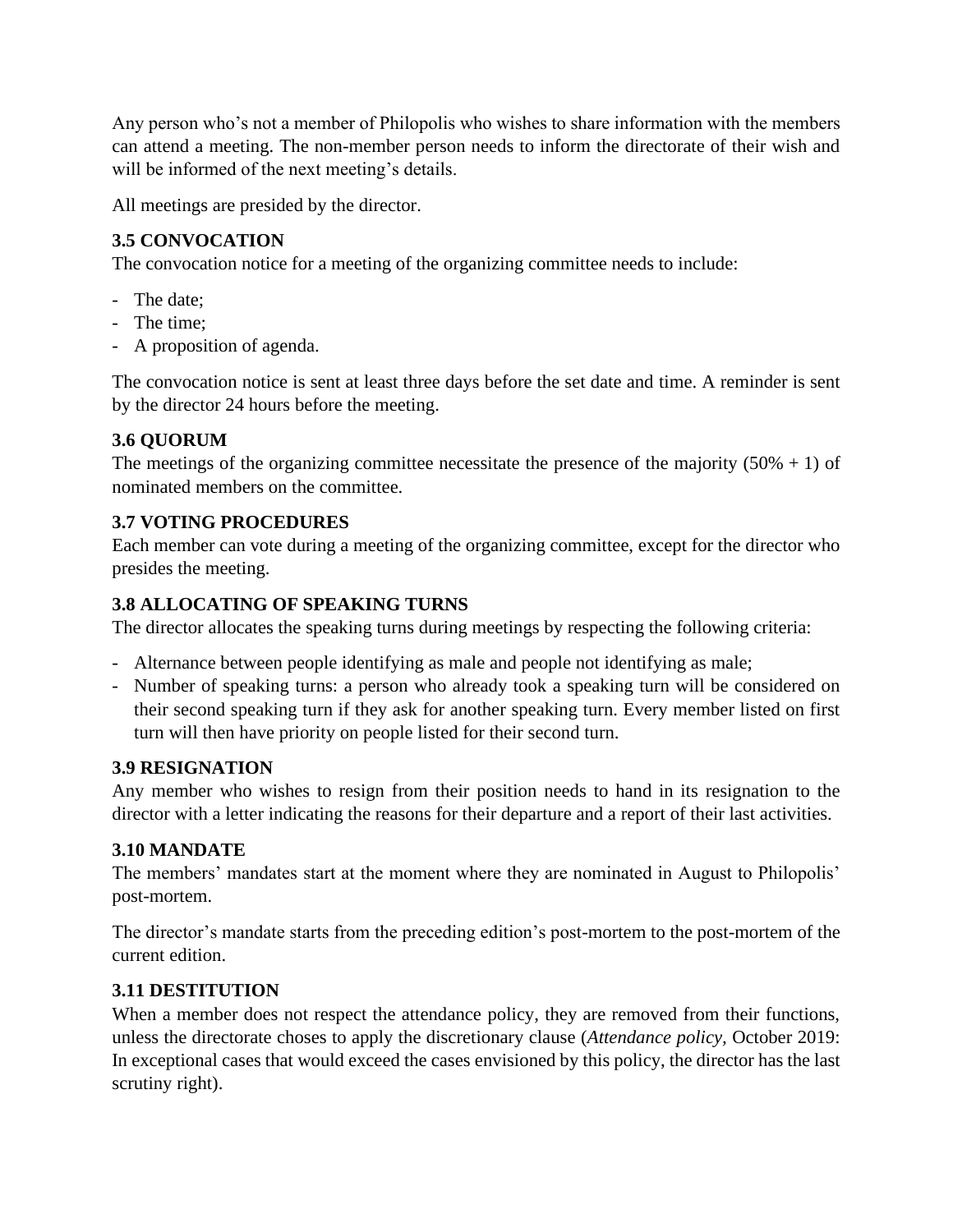Any person who's not a member of Philopolis who wishes to share information with the members can attend a meeting. The non-member person needs to inform the directorate of their wish and will be informed of the next meeting's details.

All meetings are presided by the director.

### 3.5 CONVOCATION

The convocation notice for a meeting of the organizing committee needs to include:

- The date;
- The time;
- A proposition of agenda.

The convocation notice is sent at least three days before the set date and time. A reminder is sent by the director 24 hours before the meeting.

### 3.6 QUORUM

The meetings of the organizing committee necessitate the presence of the majority (50% + 1) of nominated members on the committee.

### 3.7 VOTING PROCEDURES

Each member can vote during a meeting of the organizing committee, except for the director who presides the meeting.

### 3.8 ALLOCATING OF SPEAKING TURNS

The director allocates the speaking turns during meetings by respecting the following criteria:

- Alternance between people identifying as male and people not identifying as male;
- Number of speaking turns: a person who already took a speaking turn will be considered on their second speaking turn if they ask for another speaking turn. Every member listed on first turn will then have priority on people listed for their second turn.

### 3.9 RESIGNATION

Any member who wishes to resign from their position needs to hand in its resignation to the director with a letter indicating the reasons for their departure and a report of their last activities.

### 3.10 MANDATE

The members' mandates start at the moment where they are nominated in August to Philopolis' post-mortem.

The director's mandate starts from the preceding edition's post-mortem to the post-mortem of the current edition.

### 3.11 DESTITUTION

When a member does not respect the attendance policy, they are removed from their functions, unless the directorate choses to apply the discretionary clause (*Attendance policy*, October 2019: In exceptional cases that would exceed the cases envisioned by this policy, the director has the last scrutiny right).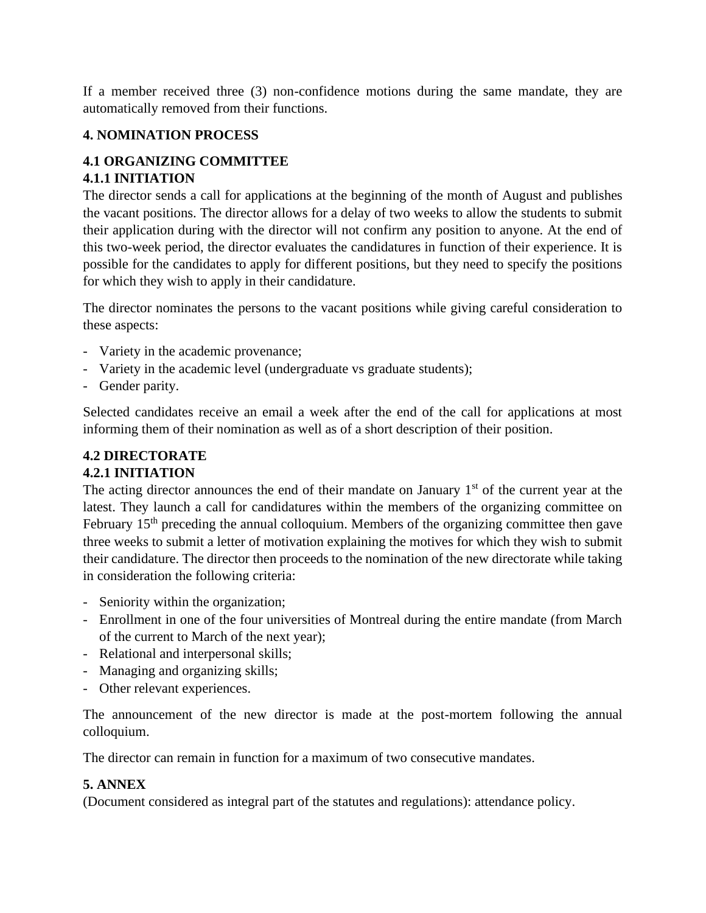If a member received three (3) non-confidence motions during the same mandate, they are automatically removed from their functions.

## 4. NOMINATION PROCESS

### 4.1 ORGANIZING COMMITTEE

#### 4.1.1 INITIATION

The director sends a call for applications at the beginning of the month of August and publishes the vacant positions. The director allows for a delay of two weeks to allow the students to submit their application during with the director will not confirm any position to anyone. At the end of this two-week period, the director evaluates the candidatures in function of their experience. It is possible for the candidates to apply for different positions, but they need to specify the positions for which they wish to apply in their candidature.

The director nominates the persons to the vacant positions while giving careful consideration to these aspects:

- Variety in the academic provenance;
- Variety in the academic level (undergraduate vs graduate students);
- Gender parity.

Selected candidates receive an email a week after the end of the call for applications at most informing them of their nomination as well as of a short description of their position.

### 4.2 DIRECTORATE

#### 4.2.1 INITIATION

The acting director announces the end of their mandate on January 1st of the current year at the latest. They launch a call for candidatures within the members of the organizing committee on February 15th preceding the annual colloquium. Members of the organizing committee then gave three weeks to submit a letter of motivation explaining the motives for which they wish to submit their candidature. The director then proceeds to the nomination of the new directorate while taking in consideration the following criteria:

- Seniority within the organization;
- Enrollment in one of the four universities of Montreal during the entire mandate (from March of the current to March of the next year);
- Relational and interpersonal skills;
- Managing and organizing skills;
- Other relevant experiences.

The announcement of the new director is made at the post-mortem following the annual colloquium.

The director can remain in function for a maximum of two consecutive mandates.

## 5. ANNEX

(Document considered as integral part of the statutes and regulations): attendance policy.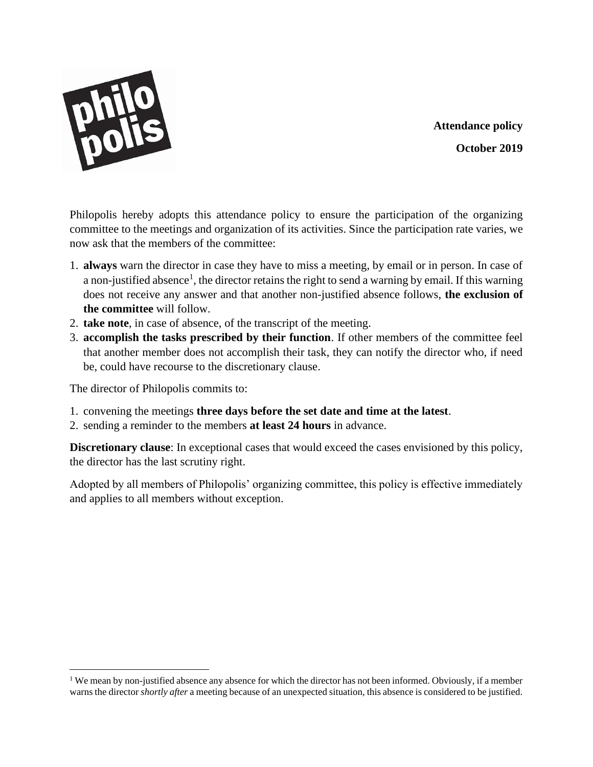**Attendance policy**

**October 2019**

Philopolis hereby adopts this attendance policy to ensure the participation of the organizing committee to the meetings and organization of its activities. Since the participation rate varies, we now ask that the members of the committee:

1. **always** warn the director in case they have to miss a meeting, by email or in person. In case of a non-justified absence[1], the director retains the right to send a warning by email. If this warning does not receive any answer and that another non-justified absence follows, **the exclusion of the committee** will follow.
2. **take note**, in case of absence, of the transcript of the meeting.
3. **accomplish the tasks prescribed by their function**. If other members of the committee feel that another member does not accomplish their task, they can notify the director who, if need be, could have recourse to the discretionary clause.

The director of Philopolis commits to:

1. convening the meetings **three days before the set date and time at the latest**.
2. sending a reminder to the members **at least 24 hours** in advance.

**Discretionary clause**: In exceptional cases that would exceed the cases envisioned by this policy, the director has the last scrutiny right.

Adopted by all members of Philopolis' organizing committee, this policy is effective immediately and applies to all members without exception.

[1] We mean by non-justified absence any absence for which the director has not been informed. Obviously, if a member warns the director *shortly after* a meeting because of an unexpected situation, this absence is considered to be justified.